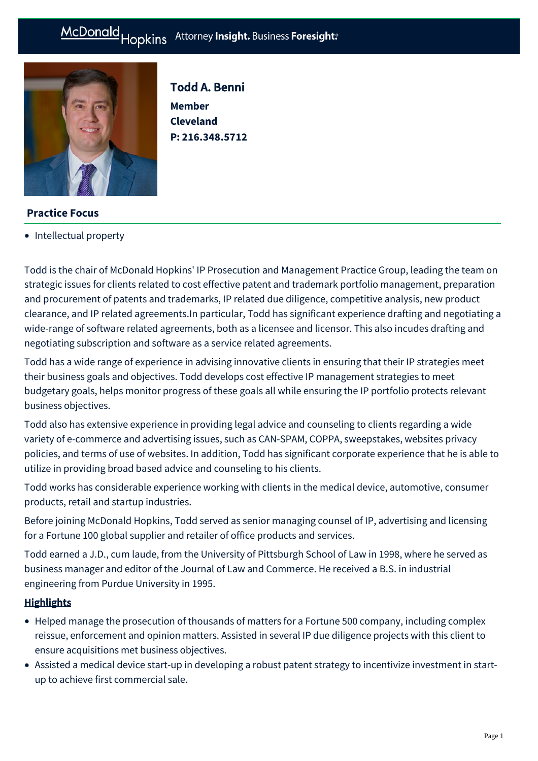# Todd A. Benni

**Member**
**Cleveland**
**P: 216.348.5712**

## Practice Focus

- Intellectual property

Todd is the chair of McDonald Hopkins' IP Prosecution and Management Practice Group, leading the team on strategic issues for clients related to cost effective patent and trademark portfolio management, preparation and procurement of patents and trademarks, IP related due diligence, competitive analysis, new product clearance, and IP related agreements.In particular, Todd has significant experience drafting and negotiating a wide-range of software related agreements, both as a licensee and licensor. This also incudes drafting and negotiating subscription and software as a service related agreements.

Todd has a wide range of experience in advising innovative clients in ensuring that their IP strategies meet their business goals and objectives. Todd develops cost effective IP management strategies to meet budgetary goals, helps monitor progress of these goals all while ensuring the IP portfolio protects relevant business objectives.

Todd also has extensive experience in providing legal advice and counseling to clients regarding a wide variety of e-commerce and advertising issues, such as CAN-SPAM, COPPA, sweepstakes, websites privacy policies, and terms of use of websites. In addition, Todd has significant corporate experience that he is able to utilize in providing broad based advice and counseling to his clients.

Todd works has considerable experience working with clients in the medical device, automotive, consumer products, retail and startup industries.

Before joining McDonald Hopkins, Todd served as senior managing counsel of IP, advertising and licensing for a Fortune 100 global supplier and retailer of office products and services.

Todd earned a J.D., cum laude, from the University of Pittsburgh School of Law in 1998, where he served as business manager and editor of the Journal of Law and Commerce. He received a B.S. in industrial engineering from Purdue University in 1995.

## Highlights

- Helped manage the prosecution of thousands of matters for a Fortune 500 company, including complex reissue, enforcement and opinion matters. Assisted in several IP due diligence projects with this client to ensure acquisitions met business objectives.
- Assisted a medical device start-up in developing a robust patent strategy to incentivize investment in start-up to achieve first commercial sale.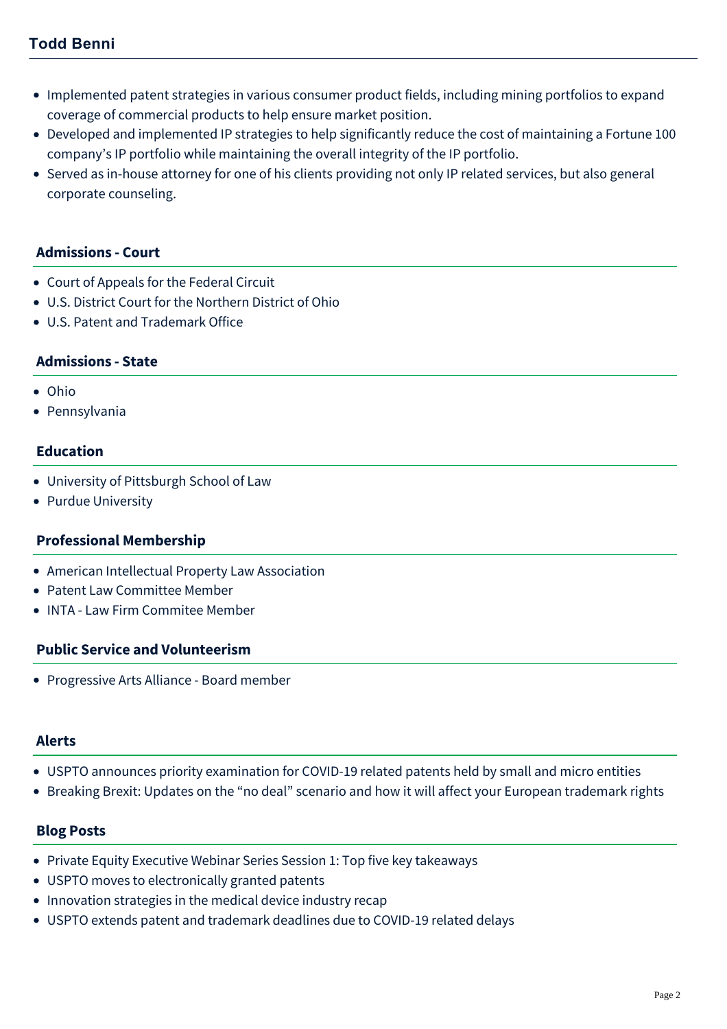- Implemented patent strategies in various consumer product fields, including mining portfolios to expand coverage of commercial products to help ensure market position.
- Developed and implemented IP strategies to help significantly reduce the cost of maintaining a Fortune 100 company's IP portfolio while maintaining the overall integrity of the IP portfolio.
- Served as in-house attorney for one of his clients providing not only IP related services, but also general corporate counseling.

## Admissions - Court

- Court of Appeals for the Federal Circuit
- U.S. District Court for the Northern District of Ohio
- U.S. Patent and Trademark Office

## Admissions - State

- Ohio
- Pennsylvania

## Education

- University of Pittsburgh School of Law
- Purdue University

## Professional Membership

- American Intellectual Property Law Association
- Patent Law Committee Member
- INTA - Law Firm Commitee Member

## Public Service and Volunteerism

- Progressive Arts Alliance - Board member

## Alerts

- USPTO announces priority examination for COVID-19 related patents held by small and micro entities
- Breaking Brexit: Updates on the "no deal" scenario and how it will affect your European trademark rights

## Blog Posts

- Private Equity Executive Webinar Series Session 1: Top five key takeaways
- USPTO moves to electronically granted patents
- Innovation strategies in the medical device industry recap
- USPTO extends patent and trademark deadlines due to COVID-19 related delays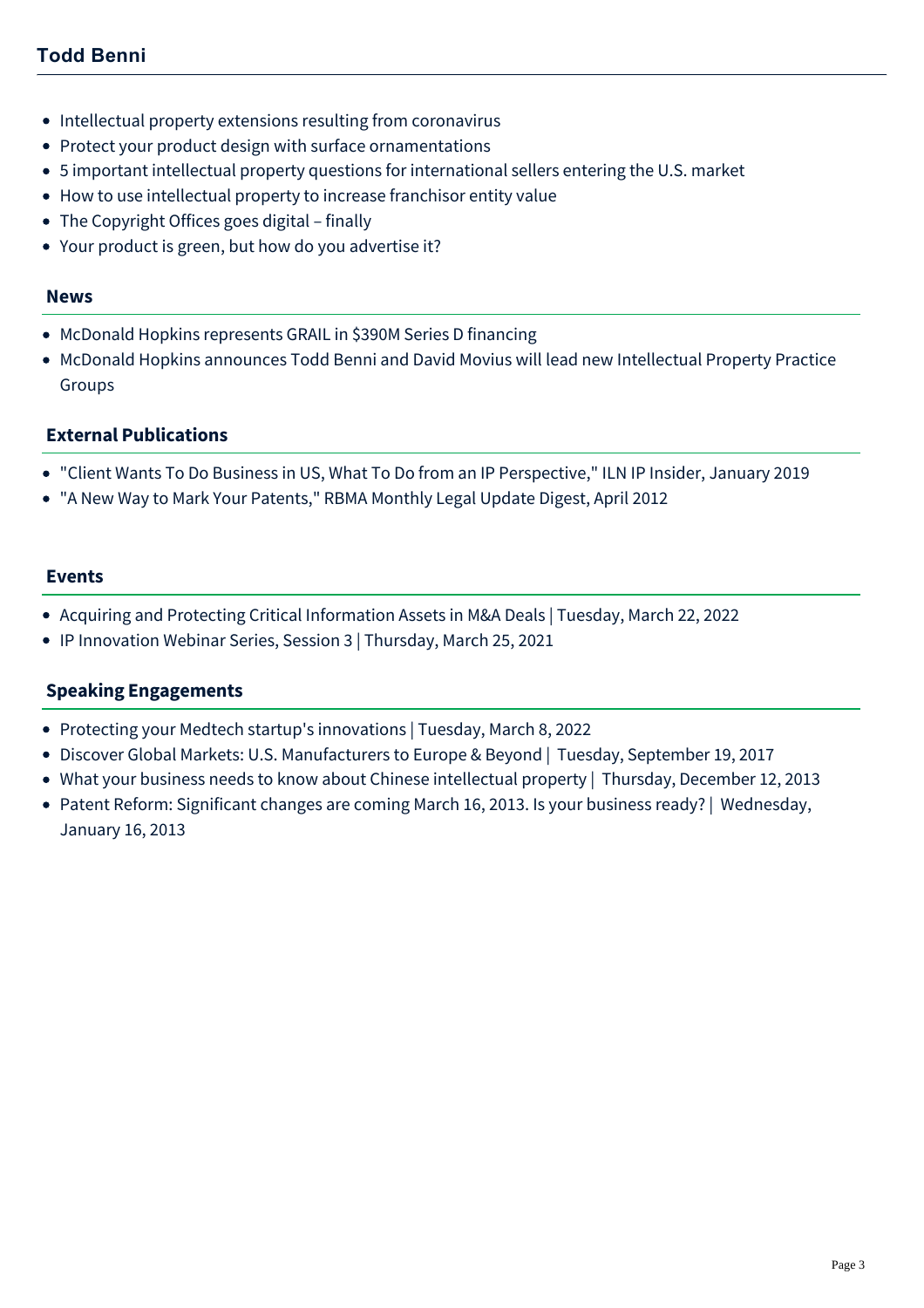- Intellectual property extensions resulting from coronavirus
- Protect your product design with surface ornamentations
- 5 important intellectual property questions for international sellers entering the U.S. market
- How to use intellectual property to increase franchisor entity value
- The Copyright Offices goes digital – finally
- Your product is green, but how do you advertise it?

## News

- McDonald Hopkins represents GRAIL in $390M Series D financing
- McDonald Hopkins announces Todd Benni and David Movius will lead new Intellectual Property Practice Groups

## External Publications

- "Client Wants To Do Business in US, What To Do from an IP Perspective," ILN IP Insider, January 2019
- "A New Way to Mark Your Patents," RBMA Monthly Legal Update Digest, April 2012

## Events

- Acquiring and Protecting Critical Information Assets in M&A Deals | Tuesday, March 22, 2022
- IP Innovation Webinar Series, Session 3 | Thursday, March 25, 2021

## Speaking Engagements

- Protecting your Medtech startup's innovations | Tuesday, March 8, 2022
- Discover Global Markets: U.S. Manufacturers to Europe & Beyond | Tuesday, September 19, 2017
- What your business needs to know about Chinese intellectual property | Thursday, December 12, 2013
- Patent Reform: Significant changes are coming March 16, 2013. Is your business ready? | Wednesday, January 16, 2013